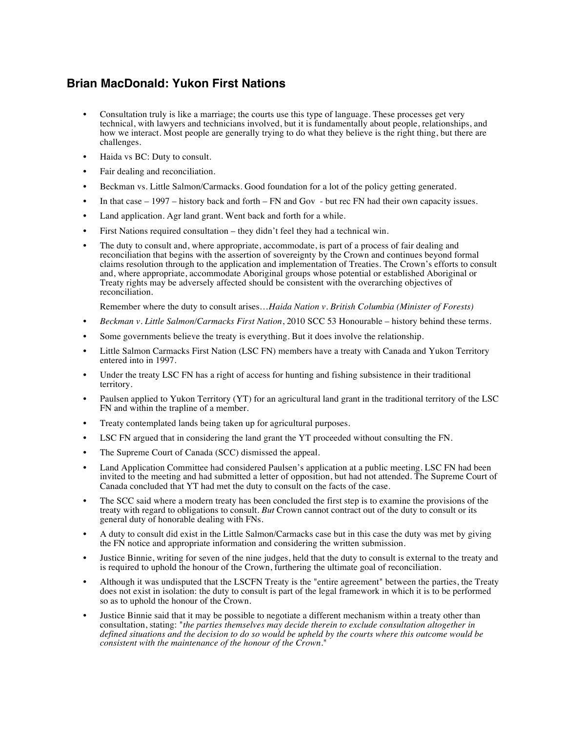## Brian MacDonald: Yukon First Nations

- Consultation truly is like a marriage; the courts use this type of language. These processes get very technical, with lawyers and technicians involved, but it is fundamentally about people, relationships, and how we interact. Most people are generally trying to do what they believe is the right thing, but there are challenges.
- Haida vs BC: Duty to consult.
- Fair dealing and reconciliation.
- Beckman vs. Little Salmon/Carmacks. Good foundation for a lot of the policy getting generated.
- In that case – 1997 – history back and forth – FN and Gov - but rec FN had their own capacity issues.
- Land application. Agr land grant. Went back and forth for a while.
- First Nations required consultation – they didn't feel they had a technical win.
- The duty to consult and, where appropriate, accommodate, is part of a process of fair dealing and reconciliation that begins with the assertion of sovereignty by the Crown and continues beyond formal claims resolution through to the application and implementation of Treaties. The Crown's efforts to consult and, where appropriate, accommodate Aboriginal groups whose potential or established Aboriginal or Treaty rights may be adversely affected should be consistent with the overarching objectives of reconciliation.

  Remember where the duty to consult arises…*Haida Nation v. British Columbia (Minister of Forests)*
- *Beckman v. Little Salmon/Carmacks First Nation*, 2010 SCC 53 Honourable – history behind these terms.
- Some governments believe the treaty is everything. But it does involve the relationship.
- Little Salmon Carmacks First Nation (LSC FN) members have a treaty with Canada and Yukon Territory entered into in 1997.
- Under the treaty LSC FN has a right of access for hunting and fishing subsistence in their traditional territory.
- Paulsen applied to Yukon Territory (YT) for an agricultural land grant in the traditional territory of the LSC FN and within the trapline of a member.
- Treaty contemplated lands being taken up for agricultural purposes.
- LSC FN argued that in considering the land grant the YT proceeded without consulting the FN.
- The Supreme Court of Canada (SCC) dismissed the appeal.
- Land Application Committee had considered Paulsen's application at a public meeting. LSC FN had been invited to the meeting and had submitted a letter of opposition, but had not attended. The Supreme Court of Canada concluded that YT had met the duty to consult on the facts of the case.
- The SCC said where a modern treaty has been concluded the first step is to examine the provisions of the treaty with regard to obligations to consult. *But* Crown cannot contract out of the duty to consult or its general duty of honorable dealing with FNs.
- A duty to consult did exist in the Little Salmon/Carmacks case but in this case the duty was met by giving the FN notice and appropriate information and considering the written submission.
- Justice Binnie, writing for seven of the nine judges, held that the duty to consult is external to the treaty and is required to uphold the honour of the Crown, furthering the ultimate goal of reconciliation.
- Although it was undisputed that the LSCFN Treaty is the "entire agreement" between the parties, the Treaty does not exist in isolation: the duty to consult is part of the legal framework in which it is to be performed so as to uphold the honour of the Crown.
- Justice Binnie said that it may be possible to negotiate a different mechanism within a treaty other than consultation, stating: "*the parties themselves may decide therein to exclude consultation altogether in defined situations and the decision to do so would be upheld by the courts where this outcome would be consistent with the maintenance of the honour of the Crown*."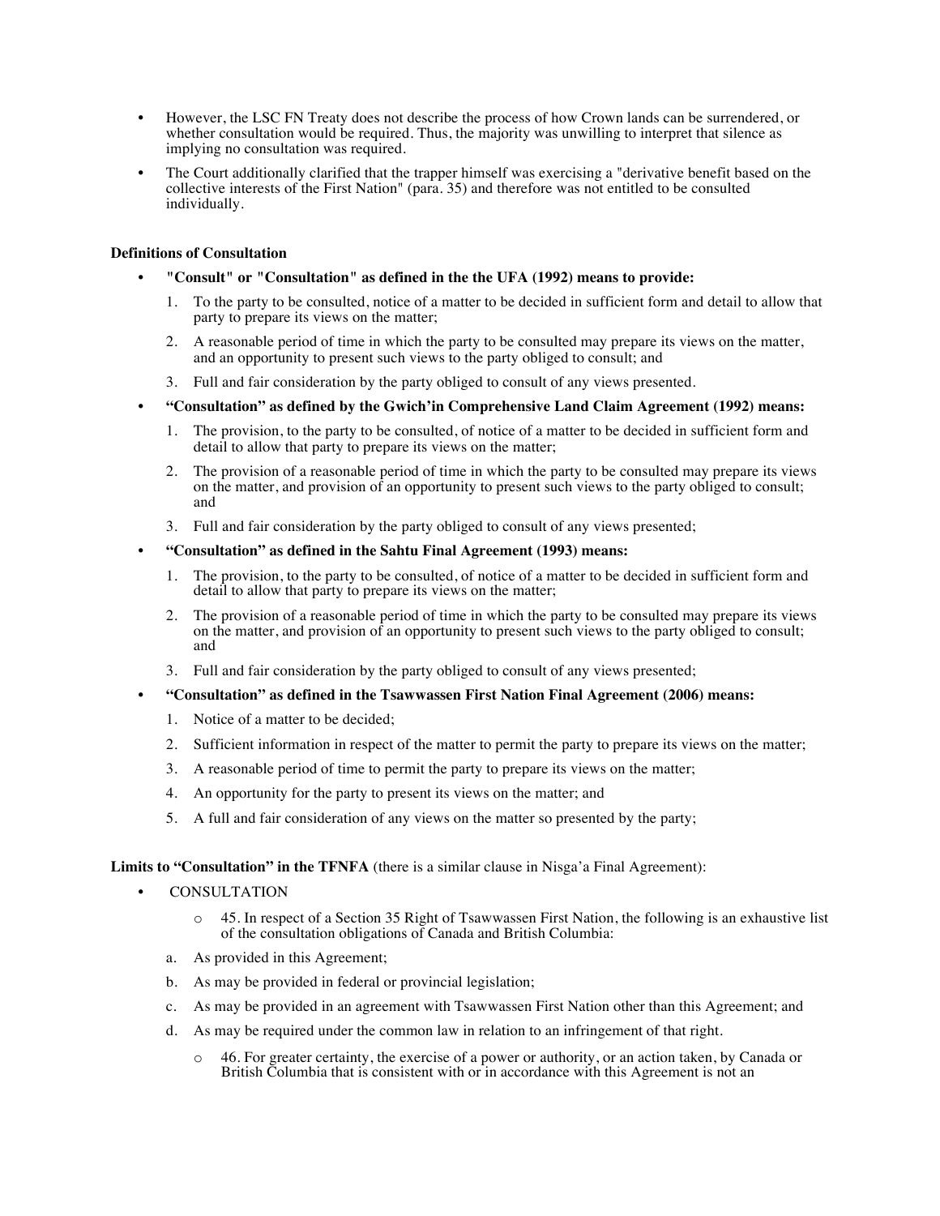- However, the LSC FN Treaty does not describe the process of how Crown lands can be surrendered, or whether consultation would be required. Thus, the majority was unwilling to interpret that silence as implying no consultation was required.
- The Court additionally clarified that the trapper himself was exercising a "derivative benefit based on the collective interests of the First Nation" (para. 35) and therefore was not entitled to be consulted individually.

**Definitions of Consultation**

- **"Consult" or "Consultation" as defined in the the UFA (1992) means to provide:**
  1. To the party to be consulted, notice of a matter to be decided in sufficient form and detail to allow that party to prepare its views on the matter;
  2. A reasonable period of time in which the party to be consulted may prepare its views on the matter, and an opportunity to present such views to the party obliged to consult; and
  3. Full and fair consideration by the party obliged to consult of any views presented.
- **"Consultation" as defined by the Gwich'in Comprehensive Land Claim Agreement (1992) means:**
  1. The provision, to the party to be consulted, of notice of a matter to be decided in sufficient form and detail to allow that party to prepare its views on the matter;
  2. The provision of a reasonable period of time in which the party to be consulted may prepare its views on the matter, and provision of an opportunity to present such views to the party obliged to consult; and
  3. Full and fair consideration by the party obliged to consult of any views presented;
- **"Consultation" as defined in the Sahtu Final Agreement (1993) means:**
  1. The provision, to the party to be consulted, of notice of a matter to be decided in sufficient form and detail to allow that party to prepare its views on the matter;
  2. The provision of a reasonable period of time in which the party to be consulted may prepare its views on the matter, and provision of an opportunity to present such views to the party obliged to consult; and
  3. Full and fair consideration by the party obliged to consult of any views presented;
- **"Consultation" as defined in the Tsawwassen First Nation Final Agreement (2006) means:**
  1. Notice of a matter to be decided;
  2. Sufficient information in respect of the matter to permit the party to prepare its views on the matter;
  3. A reasonable period of time to permit the party to prepare its views on the matter;
  4. An opportunity for the party to present its views on the matter; and
  5. A full and fair consideration of any views on the matter so presented by the party;

**Limits to "Consultation" in the TFNFA** (there is a similar clause in Nisga'a Final Agreement):

- CONSULTATION
  - 45. In respect of a Section 35 Right of Tsawwassen First Nation, the following is an exhaustive list of the consultation obligations of Canada and British Columbia:

  a. As provided in this Agreement;

  b. As may be provided in federal or provincial legislation;

  c. As may be provided in an agreement with Tsawwassen First Nation other than this Agreement; and

  d. As may be required under the common law in relation to an infringement of that right.

  - 46. For greater certainty, the exercise of a power or authority, or an action taken, by Canada or British Columbia that is consistent with or in accordance with this Agreement is not an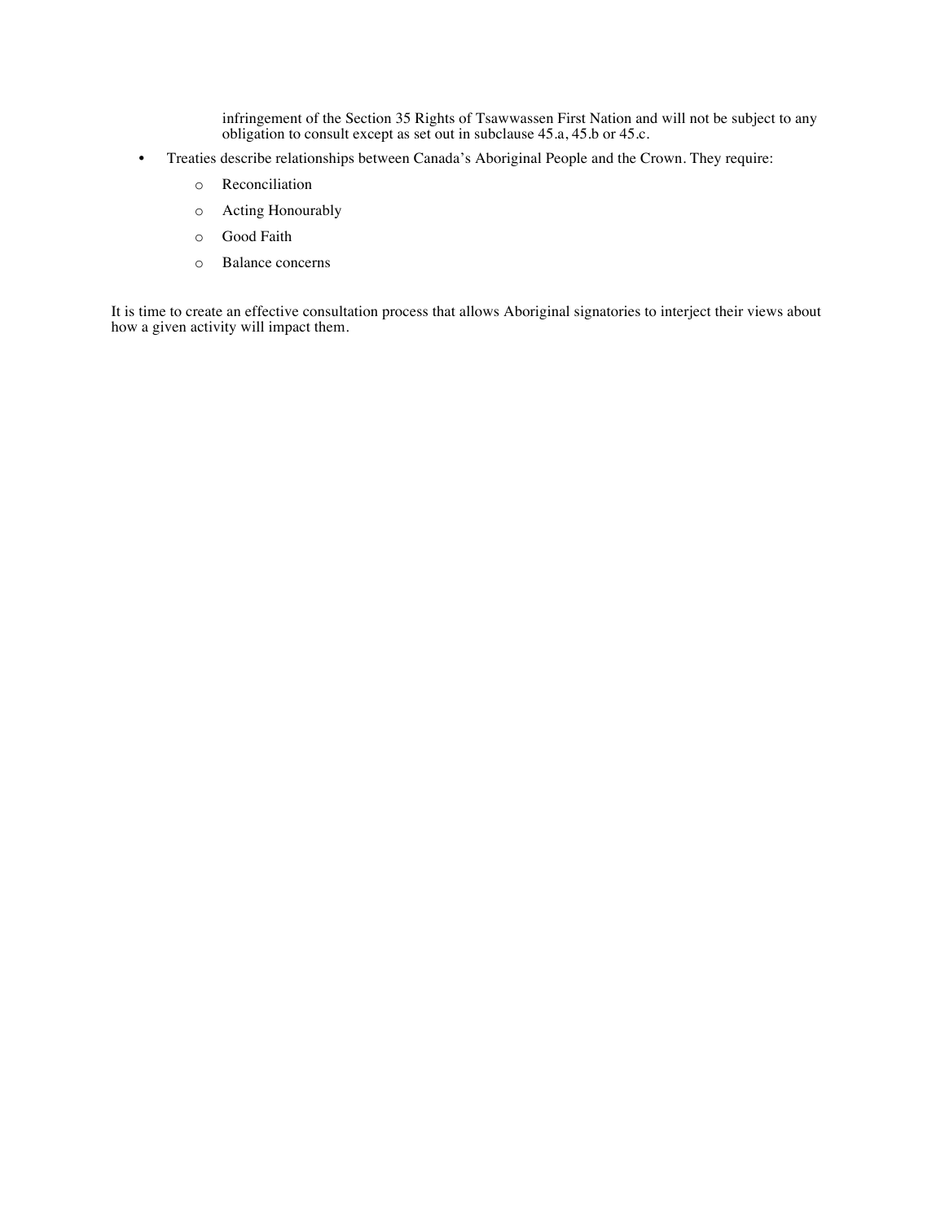infringement of the Section 35 Rights of Tsawwassen First Nation and will not be subject to any obligation to consult except as set out in subclause 45.a, 45.b or 45.c.

- Treaties describe relationships between Canada's Aboriginal People and the Crown. They require:
  - Reconciliation
  - Acting Honourably
  - Good Faith
  - Balance concerns

It is time to create an effective consultation process that allows Aboriginal signatories to interject their views about how a given activity will impact them.